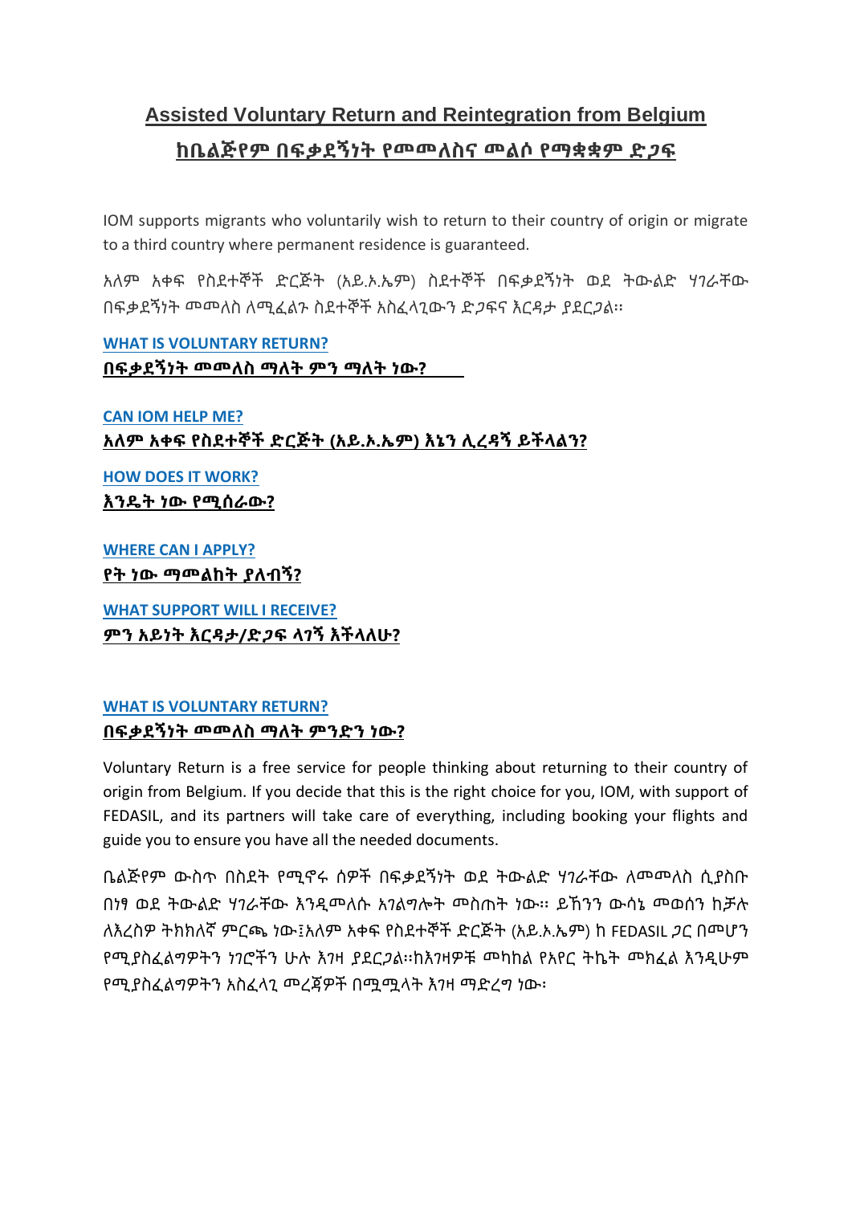# Assisted Voluntary Return and Reintegration from Belgium

# ከቤልጅየም በፍቃደኝነት የመመለስና መልሶ የማቋቋም ድጋፍ

IOM supports migrants who voluntarily wish to return to their country of origin or migrate to a third country where permanent residence is guaranteed.

አለም አቀፍ የስደተኞች ድርጅት (አይ.ኦ.ኤም) ስደተኞች በፍቃደኝነት ወደ ትውልድ ሃገራቸው በፍቃደኝነት መመለስ ለሚፈልጉ ስደተኞች አስፈላጊውን ድጋፍና እርዳታ ያደርጋል፡፡

[WHAT IS VOLUNTARY RETURN?](#)
**በፍቃደኝነት መመለስ ማለት ምን ማለት ነው?**

[CAN IOM HELP ME?](#)
**አለም አቀፍ የስደተኞች ድርጅት (አይ.ኦ.ኤም) እኔን ሊረዳኝ ይችላልን?**

[HOW DOES IT WORK?](#)
**እንዴት ነው የሚሰራው?**

[WHERE CAN I APPLY?](#)
**የት ነው ማመልከት ያለብኝ?**

[WHAT SUPPORT WILL I RECEIVE?](#)
**ምን አይነት እርዳታ/ድጋፍ ላገኝ እችላለሁ?**

## WHAT IS VOLUNTARY RETURN?

## በፍቃደኝነት መመለስ ማለት ምንድን ነው?

Voluntary Return is a free service for people thinking about returning to their country of origin from Belgium. If you decide that this is the right choice for you, IOM, with support of FEDASIL, and its partners will take care of everything, including booking your flights and guide you to ensure you have all the needed documents.

ቤልጅየም ውስጥ በስደት የሚኖሩ ሰዎች በፍቃደኝነት ወደ ትውልድ ሃገራቸው ለመመለስ ሲያስቡ በነፃ ወደ ትውልድ ሃገራቸው እንዲመለሱ አገልግሎት መስጠት ነው፡፡ ይኸንን ውሳኔ መወሰን ከቻሉ ለእረስዎ ትክክለኛ ምርጫ ነው፤አለም አቀፍ የስደተኞች ድርጅት (አይ.ኦ.ኤም) ከ FEDASIL ጋር በመሆን የሚያስፈልግዎትን ነገሮችን ሁሉ እገዛ ያደርጋል፡፡ከእገዛዎቹ መካከል የአየር ትኬት መክፈል እንዲሁም የሚያስፈልግዎትን አስፈላጊ መረጃዎች በሟሟላት እገዛ ማድረግ ነው፡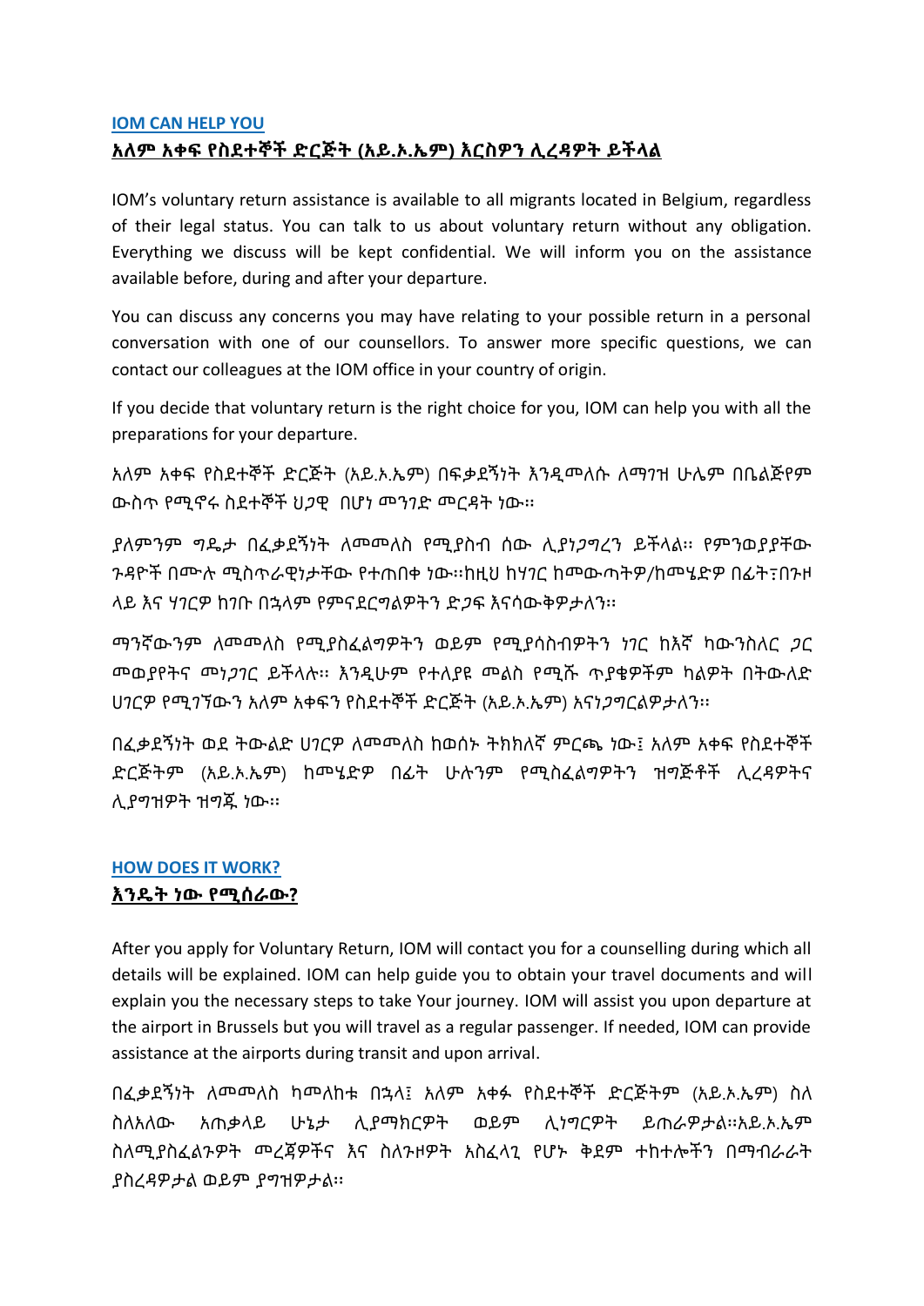## IOM CAN HELP YOU

## አለም አቀፍ የስደተኞች ድርጅት (አይ.ኦ.ኤም) እርስዎን ሊረዳዎት ይችላል

IOM's voluntary return assistance is available to all migrants located in Belgium, regardless of their legal status. You can talk to us about voluntary return without any obligation. Everything we discuss will be kept confidential. We will inform you on the assistance available before, during and after your departure.

You can discuss any concerns you may have relating to your possible return in a personal conversation with one of our counsellors. To answer more specific questions, we can contact our colleagues at the IOM office in your country of origin.

If you decide that voluntary return is the right choice for you, IOM can help you with all the preparations for your departure.

አለም አቀፍ የስደተኞች ድርጅት (አይ.ኦ.ኤም) በፍቃደኝነት እንዲመለሱ ለማገዝ ሁሌም በቤልጅየም ውስጥ የሚኖሩ ስደተኞች ህጋዊ በሆነ መንገድ መርዳት ነው።

ያለምንም ግዴታ በፈቃደኝነት ለመመለስ የሚያስብ ሰው ሊያነጋግረን ይችላል። የምንወያያቸው ጉዳዮች በሙሉ ሚስጥራዊነታቸው የተጠበቀ ነው።ከዚህ ከሃገር ከመውጣትዎ/ከመሄድዎ በፊት፣በጉዞ ላይ እና ሃገርዎ ከገቡ በኋላም የምናደርግልዎትን ድጋፍ እናሳውቅዎታለን።

ማንኛውንም ለመመለስ የሚያስፈልግዎትን ወይም የሚያሳስብዎትን ነገር ከእኛ ካውንስለር ጋር መወያየትና መነጋገር ይችላሉ። እንዲሁም የተለያዩ መልስ የሚሹ ጥያቄዎችም ካልዎት በትውለድ ሀገርዎ የሚገኘውን አለም አቀፍን የስደተኞች ድርጅት (አይ.ኦ.ኤም) እናነጋግርልዎታለን።

በፈቃደኝነት ወደ ትውልድ ሀገርዎ ለመመለስ ከወሰኑ ትክክለኛ ምርጫ ነው፤ አለም አቀፍ የስደተኞች ድርጅትም (አይ.ኦ.ኤም) ከመሄድዎ በፊት ሁሉንም የሚስፈልግዎትን ዝግጅቶች ሊረዳዎትና ሊያግዝዎት ዝግጁ ነው።

## HOW DOES IT WORK?

## እንዴት ነው የሚሰራው?

After you apply for Voluntary Return, IOM will contact you for a counselling during which all details will be explained. IOM can help guide you to obtain your travel documents and will explain you the necessary steps to take Your journey. IOM will assist you upon departure at the airport in Brussels but you will travel as a regular passenger. If needed, IOM can provide assistance at the airports during transit and upon arrival.

በፈቃደኝነት ለመመለስ ካመለከቱ በኋላ፤ አለም አቀፉ የስደተኞች ድርጅትም (አይ.ኦ.ኤም) ስለ ስለአለው አጠቃላይ ሁኔታ ሊያማክርዎት ወይም ሊነግርዎት ይጠራዎታል።አይ.ኦ.ኤም ስለሚያስፈልጉዎት መረጃዎችና እና ስለጉዞዎት አስፈላጊ የሆኑ ቅደም ተከተሎችን በማብራራት ያስረዳዎታል ወይም ያግዝዎታል።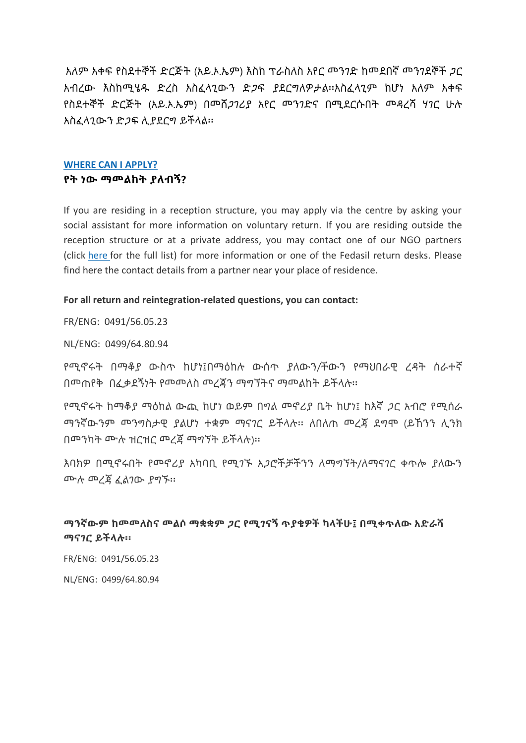አለም አቀፍ የስደተኞች ድርጅት (አይ.ኦ.ኤም) እስከ ፕራስለስ አየር መንገድ ከመደበኛ መንገደኞች ጋር አብረው እስከሚሄዱ ድረስ አስፈላጊውን ድጋፍ ያደርግለዎታል፡፡አስፈላጊም ከሆነ አለም አቀፍ የስደተኞች ድርጅት (አይ.ኦ.ኤም) በመሸጋገሪያ አየር መንገድና በሚደርሱበት መዳረሻ ሃገር ሁሉ አስፈላጊውን ድጋፍ ሊያደርግ ይችላል፡፡

## WHERE CAN I APPLY?
## የት ነው ማመልከት ያለብኝ?

If you are residing in a reception structure, you may apply via the centre by asking your social assistant for more information on voluntary return. If you are residing outside the reception structure or at a private address, you may contact one of our NGO partners (click here for the full list) for more information or one of the Fedasil return desks. Please find here the contact details from a partner near your place of residence.

**For all return and reintegration-related questions, you can contact:**

FR/ENG: 0491/56.05.23

NL/ENG: 0499/64.80.94

የሚኖሩት በማቆያ ውስጥ ከሆነ፤በማዕከሉ ውሰጥ ያለውን/ችውን የማህበራዊ ረዳት ሰራተኛ በመጠየቅ በፈቃደኝነት የመመለስ መረጃን ማግኘትና ማመልከት ይችላሉ፡፡

የሚኖሩት ከማቆያ ማዕከል ውጪ ከሆነ ወይም በግል መኖሪያ ቤት ከሆነ፤ ከእኛ ጋር አብሮ የሚሰራ ማንኛውንም መንግስታዊ ያልሆነ ተቋም ማናገር ይችላሉ፡፡ ለበለጠ መረጃ ደግሞ (ይኸንን ሊንክ በመንካት ሙሉ ዝርዝር መረጃ ማግኘት ይችላሉ)፡፡

እባክዎ በሚኖሩበት የመኖሪያ አካባቢ የሚገኙ አጋሮችቻችንን ለማግኘት/ለማናገር ቀጥሎ ያለውን ሙሉ መረጃ ፈልገው ያግኙ፡፡

**ማንኛውም ከመመለስና መልሶ ማቋቋም ጋር የሚገናኝ ጥያቄዎች ካላችሁ፤ በሚቀጥለው አድራሻ ማናገር ይችላሉ፡፡**

FR/ENG: 0491/56.05.23

NL/ENG: 0499/64.80.94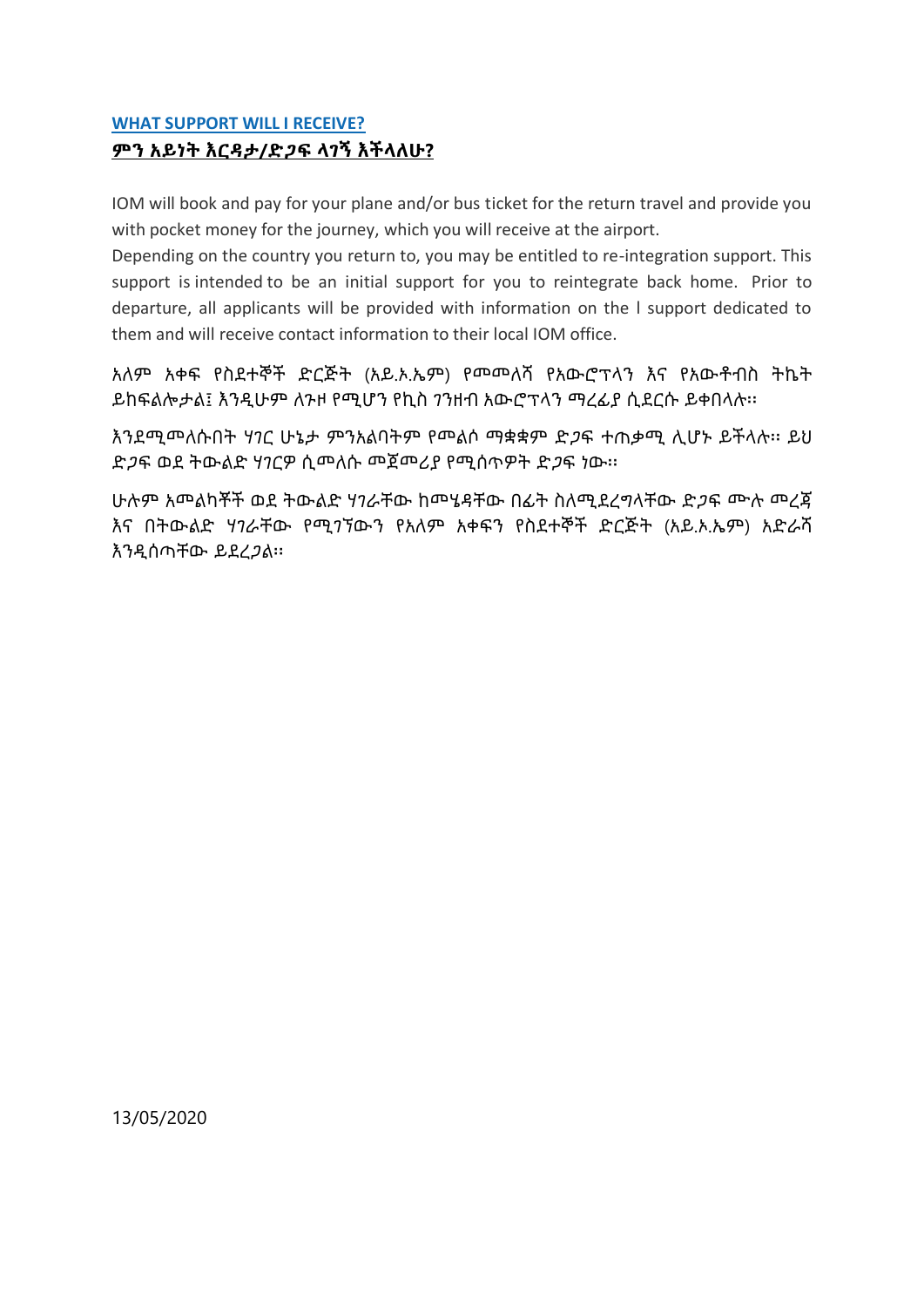## WHAT SUPPORT WILL I RECEIVE?

## ምን አይነት እርዳታ/ድጋፍ ላገኝ እችላለሁ?

IOM will book and pay for your plane and/or bus ticket for the return travel and provide you with pocket money for the journey, which you will receive at the airport.

Depending on the country you return to, you may be entitled to re-integration support. This support is intended to be an initial support for you to reintegrate back home. Prior to departure, all applicants will be provided with information on the l support dedicated to them and will receive contact information to their local IOM office.

አለም አቀፍ የስደተኞች ድርጅት (አይ.ኦ.ኤም) የመመለሻ የአውሮፕላን እና የአውቶብስ ትኬት ይከፍልሎታል፤ እንዲሁም ለጉዞ የሚሆን የኪስ ገንዘብ አውሮፕላን ማረፊያ ሲደርሱ ይቀበላሉ።

እንደሚመለሱበት ሃገር ሁኔታ ምንአልባትም የመልሶ ማቋቋም ድጋፍ ተጠቃሚ ሊሆኑ ይችላሉ። ይህ ድጋፍ ወደ ትውልድ ሃገርዎ ሲመለሱ መጀመሪያ የሚሰጥዎት ድጋፍ ነው።

ሁሉም አመልካቾች ወደ ትውልድ ሃገራቸው ከመሄዳቸው በፊት ስለሚደረግላቸው ድጋፍ ሙሉ መረጃ እና በትውልድ ሃገራቸው የሚገኘውን የአለም አቀፍን የስደተኞች ድርጅት (አይ.ኦ.ኤም) አድራሻ እንዲሰጣቸው ይደረጋል።

13/05/2020